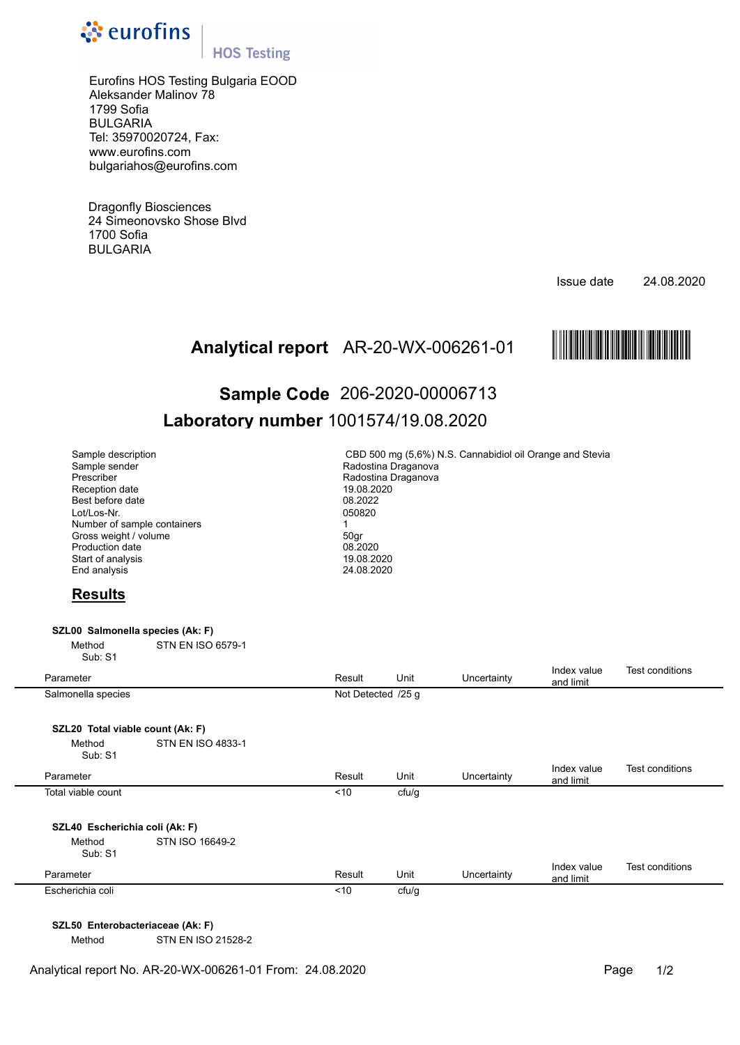eurofins | HOS Testing

Eurofins HOS Testing Bulgaria EOOD
Aleksander Malinov 78
1799 Sofia
BULGARIA
Tel: 35970020724, Fax:
www.eurofins.com
bulgariahos@eurofins.com

Dragonfly Biosciences
24 Simeonovsko Shose Blvd
1700 Sofia
BULGARIA

Issue date 24.08.2020

# Analytical report AR-20-WX-006261-01

## Sample Code 206-2020-00006713

## Laboratory number 1001574/19.08.2020

| | |
|---|---|
| Sample description | CBD 500 mg (5,6%) N.S. Cannabidiol oil Orange and Stevia |
| Sample sender | Radostina Draganova |
| Prescriber | Radostina Draganova |
| Reception date | 19.08.2020 |
| Best before date | 08.2022 |
| Lot/Los-Nr. | 050820 |
| Number of sample containers | 1 |
| Gross weight / volume | 50gr |
| Production date | 08.2020 |
| Start of analysis | 19.08.2020 |
| End analysis | 24.08.2020 |

## Results

**SZL00 Salmonella species (Ak: F)**

Method STN EN ISO 6579-1
Sub: S1

| Parameter | Result | Unit | Uncertainty | Index value and limit | Test conditions |
|---|---|---|---|---|---|
| Salmonella species | Not Detected | /25 g | | | |

**SZL20 Total viable count (Ak: F)**

Method STN EN ISO 4833-1
Sub: S1

| Parameter | Result | Unit | Uncertainty | Index value and limit | Test conditions |
|---|---|---|---|---|---|
| Total viable count | <10 | cfu/g | | | |

**SZL40 Escherichia coli (Ak: F)**

Method STN ISO 16649-2
Sub: S1

| Parameter | Result | Unit | Uncertainty | Index value and limit | Test conditions |
|---|---|---|---|---|---|
| Escherichia coli | <10 | cfu/g | | | |

**SZL50 Enterobacteriaceae (Ak: F)**

Method STN EN ISO 21528-2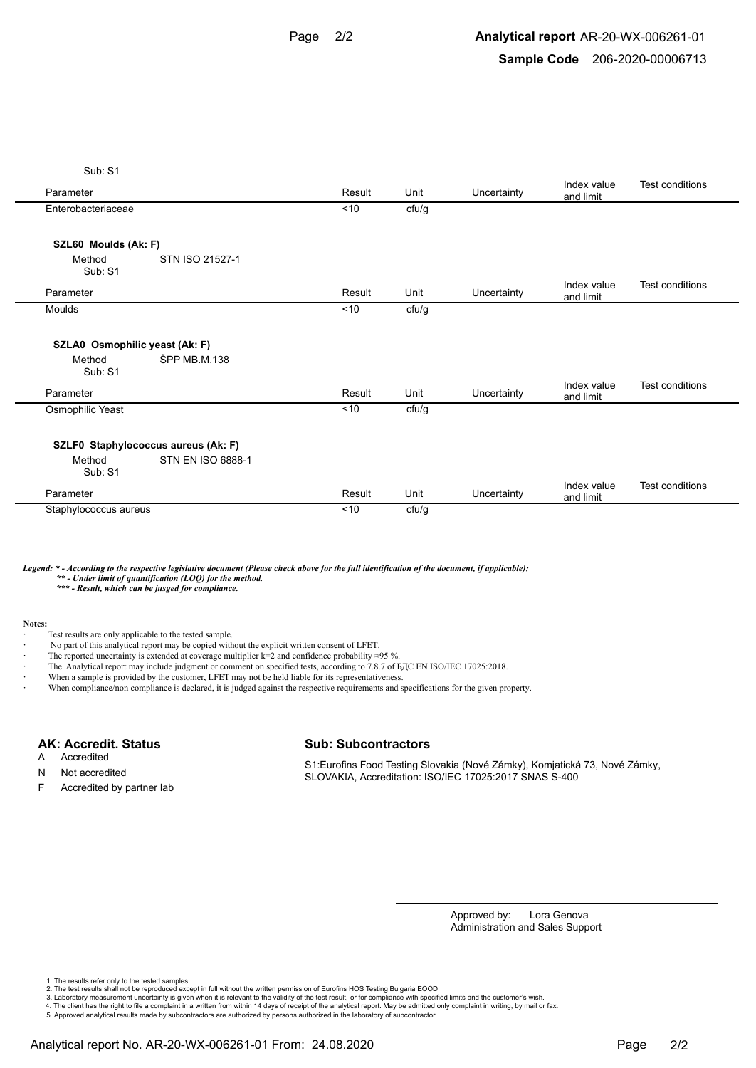Sub: S1

| Parameter | Result | Unit | Uncertainty | Index value and limit | Test conditions |
|---|---|---|---|---|---|
| Enterobacteriaceae | <10 | cfu/g | | | |

**SZL60 Moulds (Ak: F)**

Method STN ISO 21527-1
Sub: S1

| Parameter | Result | Unit | Uncertainty | Index value and limit | Test conditions |
|---|---|---|---|---|---|
| Moulds | <10 | cfu/g | | | |

**SZLA0 Osmophilic yeast (Ak: F)**

Method ŠPP MB.M.138
Sub: S1

| Parameter | Result | Unit | Uncertainty | Index value and limit | Test conditions |
|---|---|---|---|---|---|
| Osmophilic Yeast | <10 | cfu/g | | | |

**SZLF0 Staphylococcus aureus (Ak: F)**

Method STN EN ISO 6888-1
Sub: S1

| Parameter | Result | Unit | Uncertainty | Index value and limit | Test conditions |
|---|---|---|---|---|---|
| Staphylococcus aureus | <10 | cfu/g | | | |

***Legend: \* - According to the respective legislative document (Please check above for the full identification of the document, if applicable);***
***\*\* - Under limit of quantification (LOQ) for the method.***
***\*\*\* - Result, which can be jusged for compliance.***

**Notes:**

- Test results are only applicable to the tested sample.
- No part of this analytical report may be copied without the explicit written consent of LFET.
- The reported uncertainty is extended at coverage multiplier k=2 and confidence probability ≈95 %.
- The Analytical report may include judgment or comment on specified tests, according to 7.8.7 of БДС EN ISO/IEC 17025:2018.
- When a sample is provided by the customer, LFET may not be held liable for its representativeness.
- When compliance/non compliance is declared, it is judged against the respective requirements and specifications for the given property.

**AK: Accredit. Status**

- A Accredited
- N Not accredited
- F Accredited by partner lab

**Sub: Subcontractors**

S1:Eurofins Food Testing Slovakia (Nové Zámky), Komjatická 73, Nové Zámky, SLOVAKIA, Accreditation: ISO/IEC 17025:2017 SNAS S-400

Approved by: Lora Genova
Administration and Sales Support

1. The results refer only to the tested samples.
2. The test results shall not be reproduced except in full without the written permission of Eurofins HOS Testing Bulgaria EOOD
3. Laboratory measurement uncertainty is given when it is relevant to the validity of the test result, or for compliance with specified limits and the customer's wish.
4. The client has the right to file a complaint in a written from within 14 days of receipt of the analytical report. May be admitted only complaint in writing, by mail or fax.
5. Approved analytical results made by subcontractors are authorized by persons authorized in the laboratory of subcontractor.